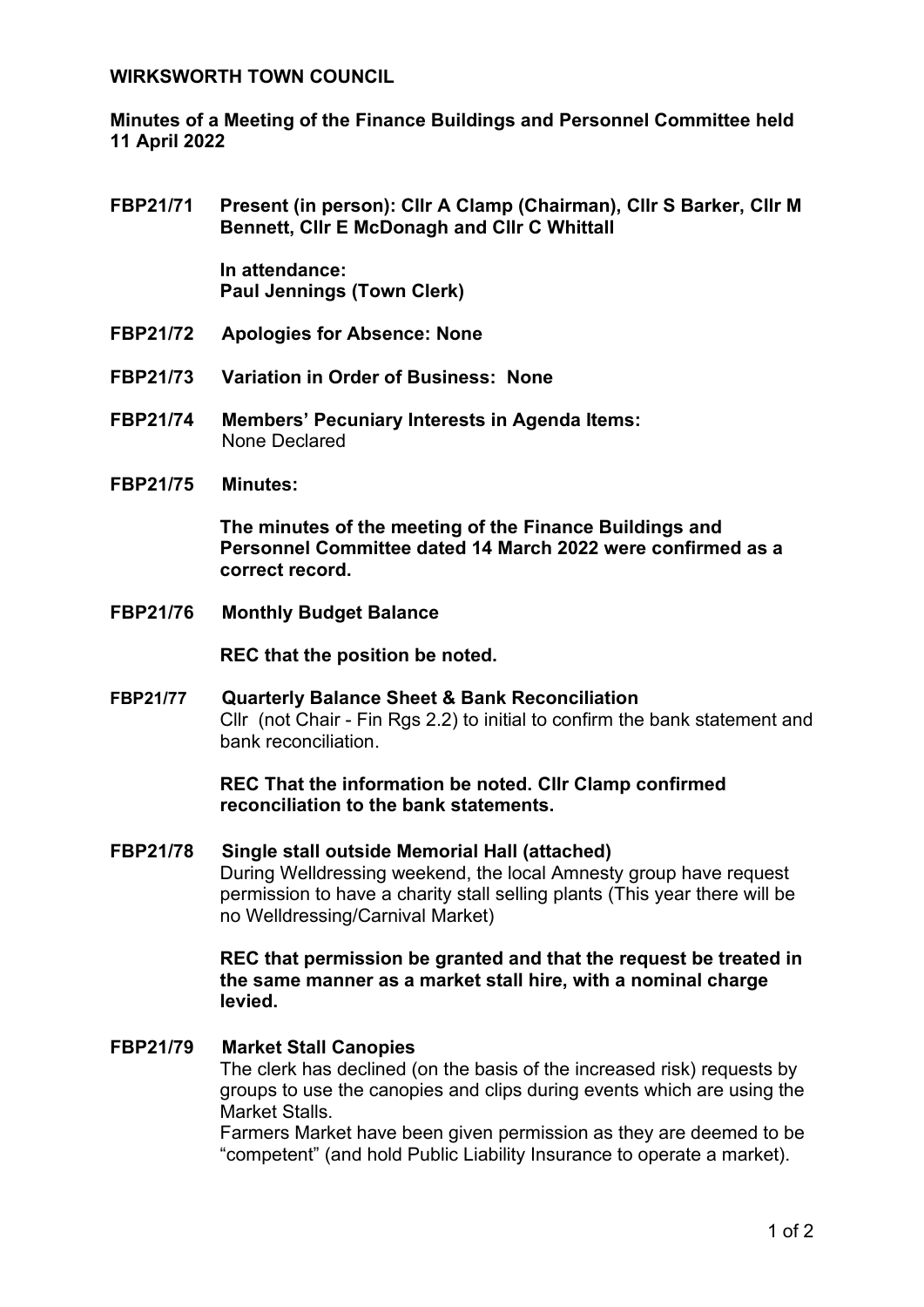**WIRKSWORTH TOWN COUNCIL**

**Minutes of a Meeting of the Finance Buildings and Personnel Committee held 11 April 2022**

**FBP21/71 Present (in person): Cllr A Clamp (Chairman), Cllr S Barker, Cllr M Bennett, Cllr E McDonagh and Cllr C Whittall**

**In attendance:**
**Paul Jennings (Town Clerk)**

**FBP21/72 Apologies for Absence: None**

**FBP21/73 Variation in Order of Business: None**

**FBP21/74 Members' Pecuniary Interests in Agenda Items:**
None Declared

**FBP21/75 Minutes:**

**The minutes of the meeting of the Finance Buildings and Personnel Committee dated 14 March 2022 were confirmed as a correct record.**

**FBP21/76 Monthly Budget Balance**

**REC that the position be noted.**

**FBP21/77 Quarterly Balance Sheet & Bank Reconciliation**
Cllr (not Chair - Fin Rgs 2.2) to initial to confirm the bank statement and bank reconciliation.

**REC That the information be noted. Cllr Clamp confirmed reconciliation to the bank statements.**

**FBP21/78 Single stall outside Memorial Hall (attached)**
During Welldressing weekend, the local Amnesty group have request permission to have a charity stall selling plants (This year there will be no Welldressing/Carnival Market)

**REC that permission be granted and that the request be treated in the same manner as a market stall hire, with a nominal charge levied.**

**FBP21/79 Market Stall Canopies**
The clerk has declined (on the basis of the increased risk) requests by groups to use the canopies and clips during events which are using the Market Stalls.
Farmers Market have been given permission as they are deemed to be "competent" (and hold Public Liability Insurance to operate a market).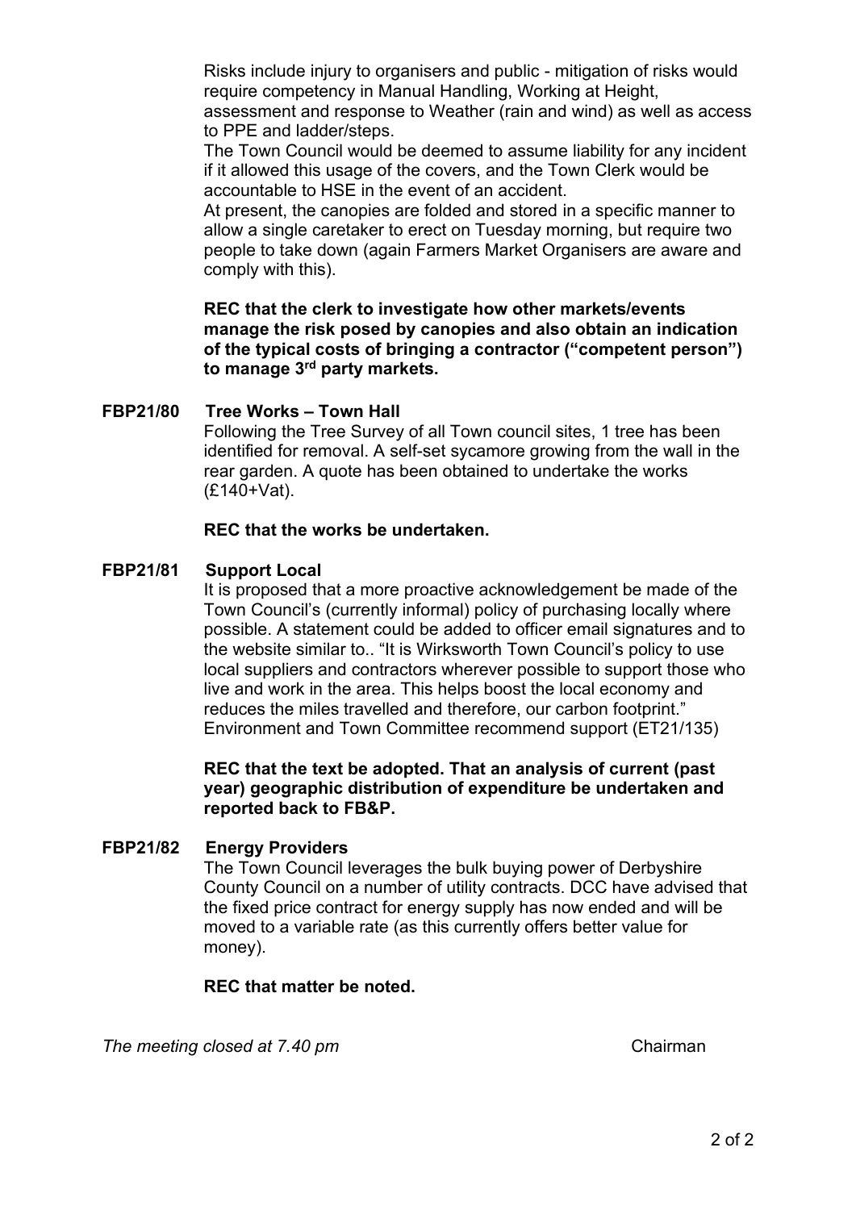Risks include injury to organisers and public - mitigation of risks would require competency in Manual Handling, Working at Height, assessment and response to Weather (rain and wind) as well as access to PPE and ladder/steps.
The Town Council would be deemed to assume liability for any incident if it allowed this usage of the covers, and the Town Clerk would be accountable to HSE in the event of an accident.
At present, the canopies are folded and stored in a specific manner to allow a single caretaker to erect on Tuesday morning, but require two people to take down (again Farmers Market Organisers are aware and comply with this).

**REC that the clerk to investigate how other markets/events manage the risk posed by canopies and also obtain an indication of the typical costs of bringing a contractor ("competent person") to manage 3rd party markets.**

**FBP21/80 Tree Works – Town Hall**

Following the Tree Survey of all Town council sites, 1 tree has been identified for removal. A self-set sycamore growing from the wall in the rear garden. A quote has been obtained to undertake the works (£140+Vat).

**REC that the works be undertaken.**

**FBP21/81 Support Local**

It is proposed that a more proactive acknowledgement be made of the Town Council's (currently informal) policy of purchasing locally where possible. A statement could be added to officer email signatures and to the website similar to.. "It is Wirksworth Town Council's policy to use local suppliers and contractors wherever possible to support those who live and work in the area. This helps boost the local economy and reduces the miles travelled and therefore, our carbon footprint."
Environment and Town Committee recommend support (ET21/135)

**REC that the text be adopted. That an analysis of current (past year) geographic distribution of expenditure be undertaken and reported back to FB&P.**

**FBP21/82 Energy Providers**

The Town Council leverages the bulk buying power of Derbyshire County Council on a number of utility contracts. DCC have advised that the fixed price contract for energy supply has now ended and will be moved to a variable rate (as this currently offers better value for money).

**REC that matter be noted.**

*The meeting closed at 7.40 pm* Chairman